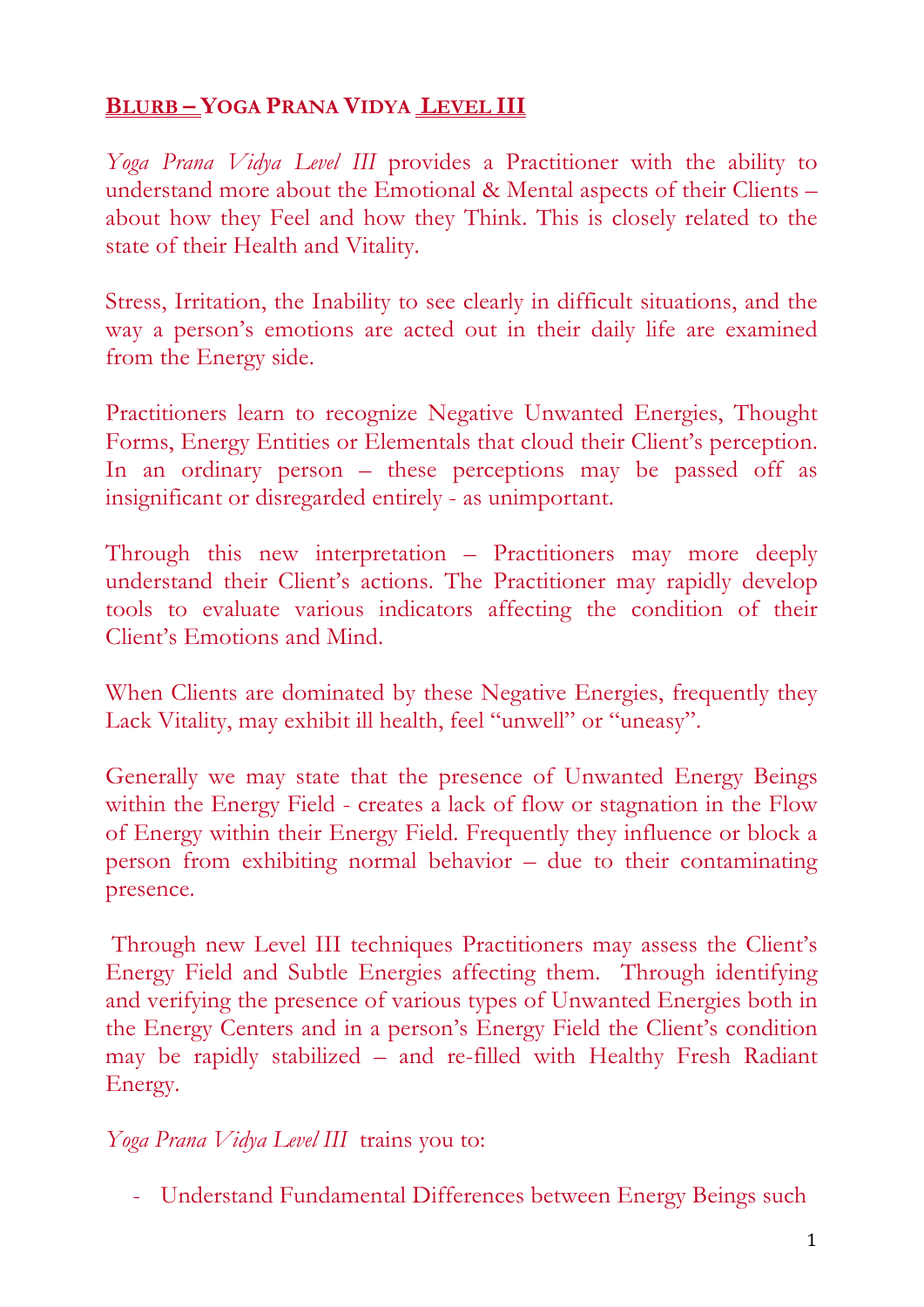## **BLURB – YOGA PRANA VIDYA LEVEL III**

*Yoga Prana Vidya Level III* provides a Practitioner with the ability to understand more about the Emotional & Mental aspects of their Clients – about how they Feel and how they Think. This is closely related to the state of their Health and Vitality.

Stress, Irritation, the Inability to see clearly in difficult situations, and the way a person's emotions are acted out in their daily life are examined from the Energy side.

Practitioners learn to recognize Negative Unwanted Energies, Thought Forms, Energy Entities or Elementals that cloud their Client's perception. In an ordinary person – these perceptions may be passed off as insignificant or disregarded entirely - as unimportant.

Through this new interpretation – Practitioners may more deeply understand their Client's actions. The Practitioner may rapidly develop tools to evaluate various indicators affecting the condition of their Client's Emotions and Mind.

When Clients are dominated by these Negative Energies, frequently they Lack Vitality, may exhibit ill health, feel "unwell" or "uneasy".

Generally we may state that the presence of Unwanted Energy Beings within the Energy Field - creates a lack of flow or stagnation in the Flow of Energy within their Energy Field. Frequently they influence or block a person from exhibiting normal behavior – due to their contaminating presence.

Through new Level III techniques Practitioners may assess the Client's Energy Field and Subtle Energies affecting them. Through identifying and verifying the presence of various types of Unwanted Energies both in the Energy Centers and in a person's Energy Field the Client's condition may be rapidly stabilized – and re-filled with Healthy Fresh Radiant Energy.

*Yoga Prana Vidya Level III* trains you to:

- Understand Fundamental Differences between Energy Beings such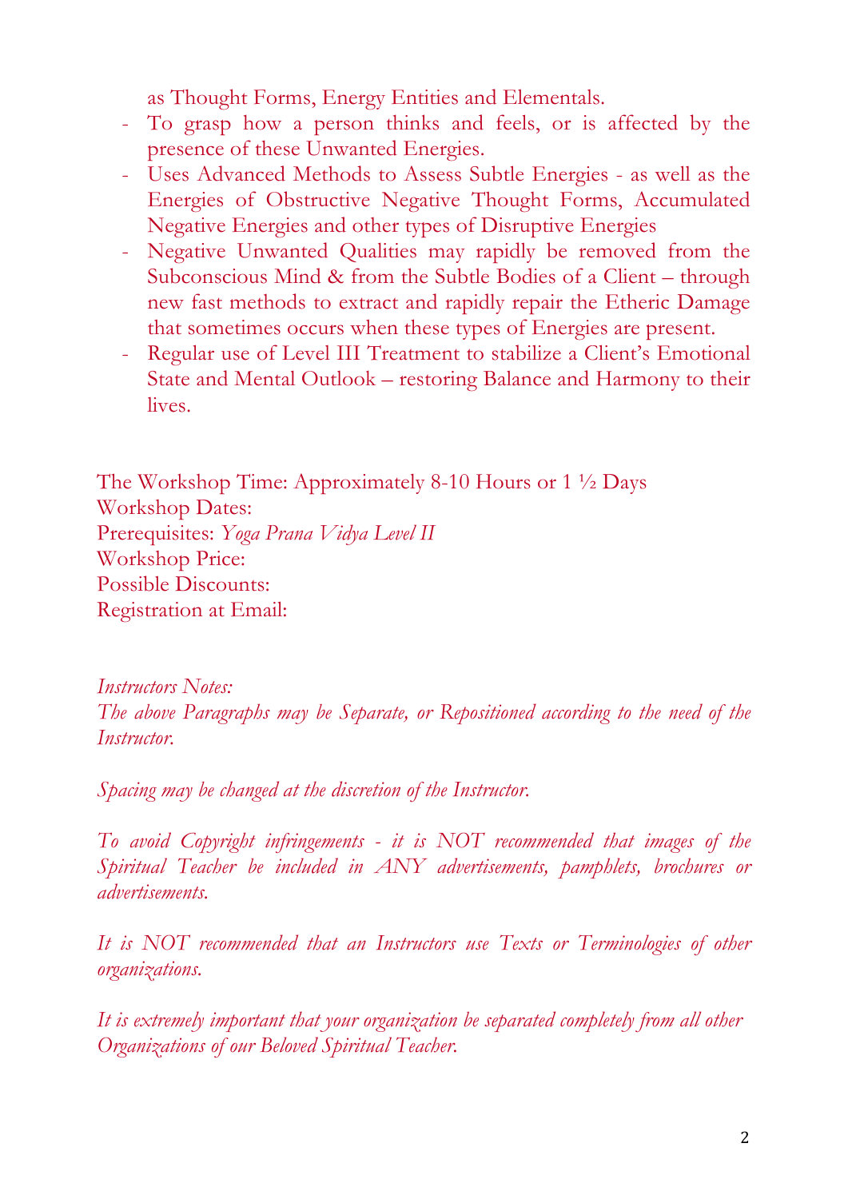as Thought Forms, Energy Entities and Elementals.

- To grasp how a person thinks and feels, or is affected by the presence of these Unwanted Energies.
- Uses Advanced Methods to Assess Subtle Energies - as well as the Energies of Obstructive Negative Thought Forms, Accumulated Negative Energies and other types of Disruptive Energies
- Negative Unwanted Qualities may rapidly be removed from the Subconscious Mind & from the Subtle Bodies of a Client – through new fast methods to extract and rapidly repair the Etheric Damage that sometimes occurs when these types of Energies are present.
- Regular use of Level III Treatment to stabilize a Client's Emotional State and Mental Outlook – restoring Balance and Harmony to their lives.

The Workshop Time: Approximately 8-10 Hours or 1 ½ Days
Workshop Dates:
Prerequisites: *Yoga Prana Vidya Level II*
Workshop Price:
Possible Discounts:
Registration at Email:

*Instructors Notes:*
*The above Paragraphs may be Separate, or Repositioned according to the need of the Instructor.*

*Spacing may be changed at the discretion of the Instructor.*

*To avoid Copyright infringements - it is NOT recommended that images of the Spiritual Teacher be included in ANY advertisements, pamphlets, brochures or advertisements.*

*It is NOT recommended that an Instructors use Texts or Terminologies of other organizations.*

*It is extremely important that your organization be separated completely from all other Organizations of our Beloved Spiritual Teacher.*